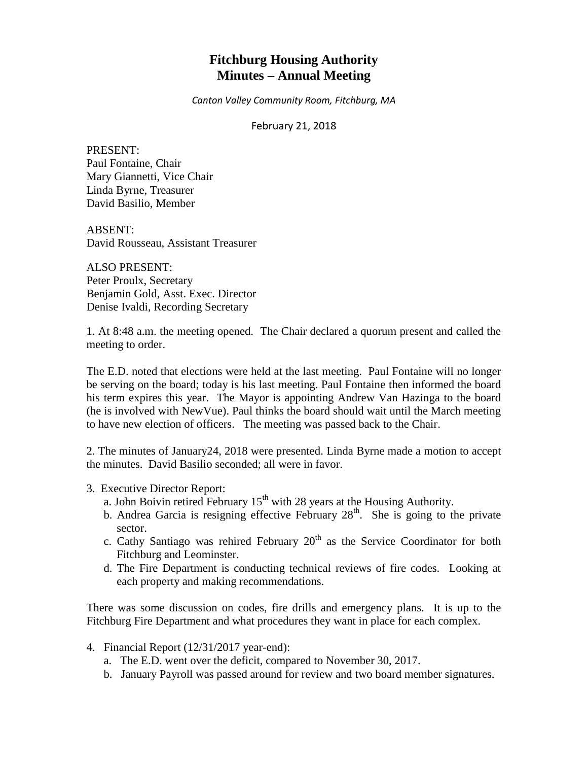# Fitchburg Housing Authority
# Minutes – Annual Meeting

*Canton Valley Community Room, Fitchburg, MA*

February 21, 2018

PRESENT:
Paul Fontaine, Chair
Mary Giannetti, Vice Chair
Linda Byrne, Treasurer
David Basilio, Member

ABSENT:
David Rousseau, Assistant Treasurer

ALSO PRESENT:
Peter Proulx, Secretary
Benjamin Gold, Asst. Exec. Director
Denise Ivaldi, Recording Secretary

1. At 8:48 a.m. the meeting opened. The Chair declared a quorum present and called the meeting to order.

The E.D. noted that elections were held at the last meeting. Paul Fontaine will no longer be serving on the board; today is his last meeting. Paul Fontaine then informed the board his term expires this year. The Mayor is appointing Andrew Van Hazinga to the board (he is involved with NewVue). Paul thinks the board should wait until the March meeting to have new election of officers. The meeting was passed back to the Chair.

2. The minutes of January24, 2018 were presented. Linda Byrne made a motion to accept the minutes. David Basilio seconded; all were in favor.

3. Executive Director Report:
   a. John Boivin retired February 15th with 28 years at the Housing Authority.
   b. Andrea Garcia is resigning effective February 28th. She is going to the private sector.
   c. Cathy Santiago was rehired February 20th as the Service Coordinator for both Fitchburg and Leominster.
   d. The Fire Department is conducting technical reviews of fire codes. Looking at each property and making recommendations.

There was some discussion on codes, fire drills and emergency plans. It is up to the Fitchburg Fire Department and what procedures they want in place for each complex.

4. Financial Report (12/31/2017 year-end):
   a. The E.D. went over the deficit, compared to November 30, 2017.
   b. January Payroll was passed around for review and two board member signatures.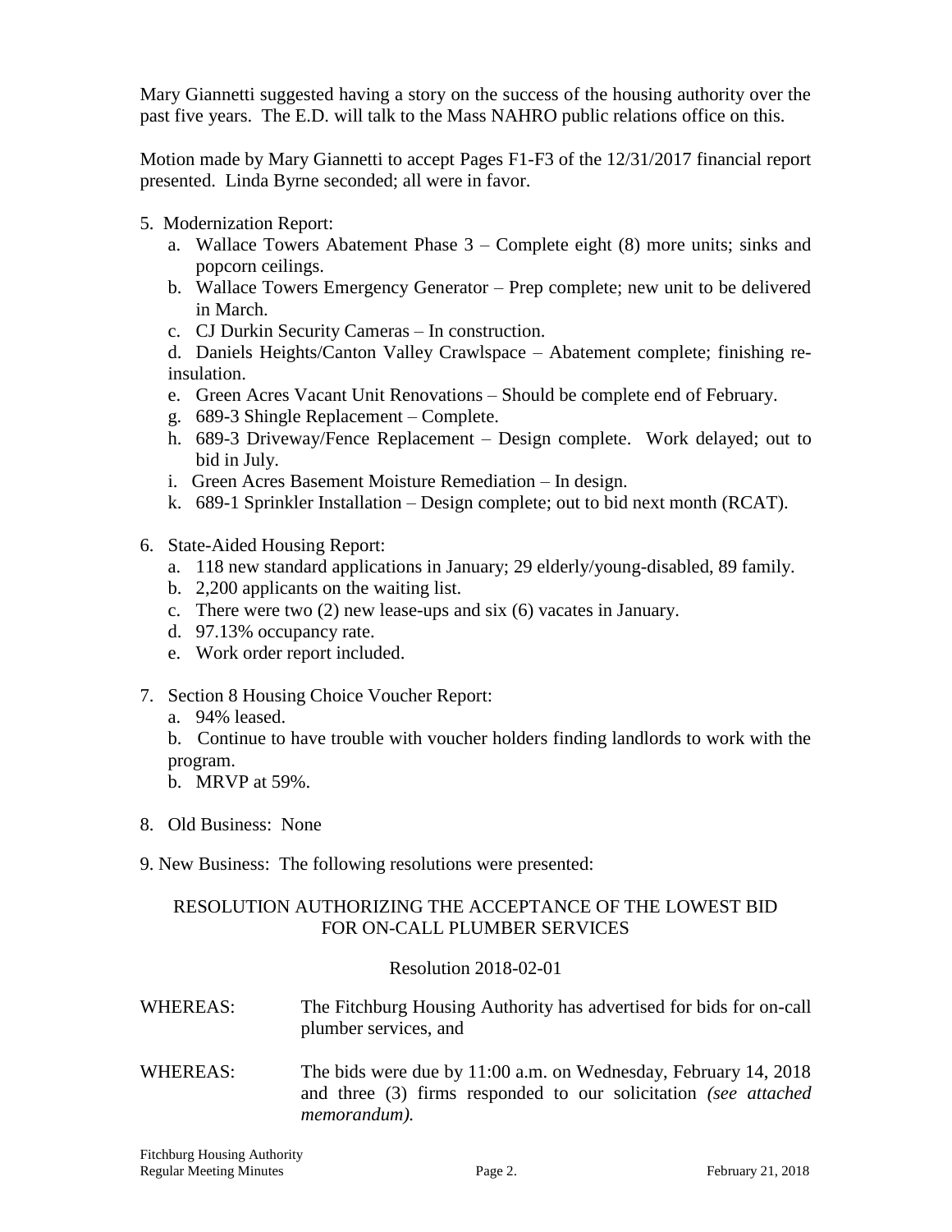Mary Giannetti suggested having a story on the success of the housing authority over the past five years. The E.D. will talk to the Mass NAHRO public relations office on this.

Motion made by Mary Giannetti to accept Pages F1-F3 of the 12/31/2017 financial report presented. Linda Byrne seconded; all were in favor.

5. Modernization Report:
   a. Wallace Towers Abatement Phase 3 – Complete eight (8) more units; sinks and popcorn ceilings.
   b. Wallace Towers Emergency Generator – Prep complete; new unit to be delivered in March.
   c. CJ Durkin Security Cameras – In construction.
   d. Daniels Heights/Canton Valley Crawlspace – Abatement complete; finishing re-insulation.
   e. Green Acres Vacant Unit Renovations – Should be complete end of February.
   g. 689-3 Shingle Replacement – Complete.
   h. 689-3 Driveway/Fence Replacement – Design complete. Work delayed; out to bid in July.
   i. Green Acres Basement Moisture Remediation – In design.
   k. 689-1 Sprinkler Installation – Design complete; out to bid next month (RCAT).

6. State-Aided Housing Report:
   a. 118 new standard applications in January; 29 elderly/young-disabled, 89 family.
   b. 2,200 applicants on the waiting list.
   c. There were two (2) new lease-ups and six (6) vacates in January.
   d. 97.13% occupancy rate.
   e. Work order report included.

7. Section 8 Housing Choice Voucher Report:
   a. 94% leased.
   b. Continue to have trouble with voucher holders finding landlords to work with the program.
   b. MRVP at 59%.

8. Old Business: None

9. New Business: The following resolutions were presented:

RESOLUTION AUTHORIZING THE ACCEPTANCE OF THE LOWEST BID FOR ON-CALL PLUMBER SERVICES

Resolution 2018-02-01

WHEREAS: The Fitchburg Housing Authority has advertised for bids for on-call plumber services, and

WHEREAS: The bids were due by 11:00 a.m. on Wednesday, February 14, 2018 and three (3) firms responded to our solicitation *(see attached memorandum).*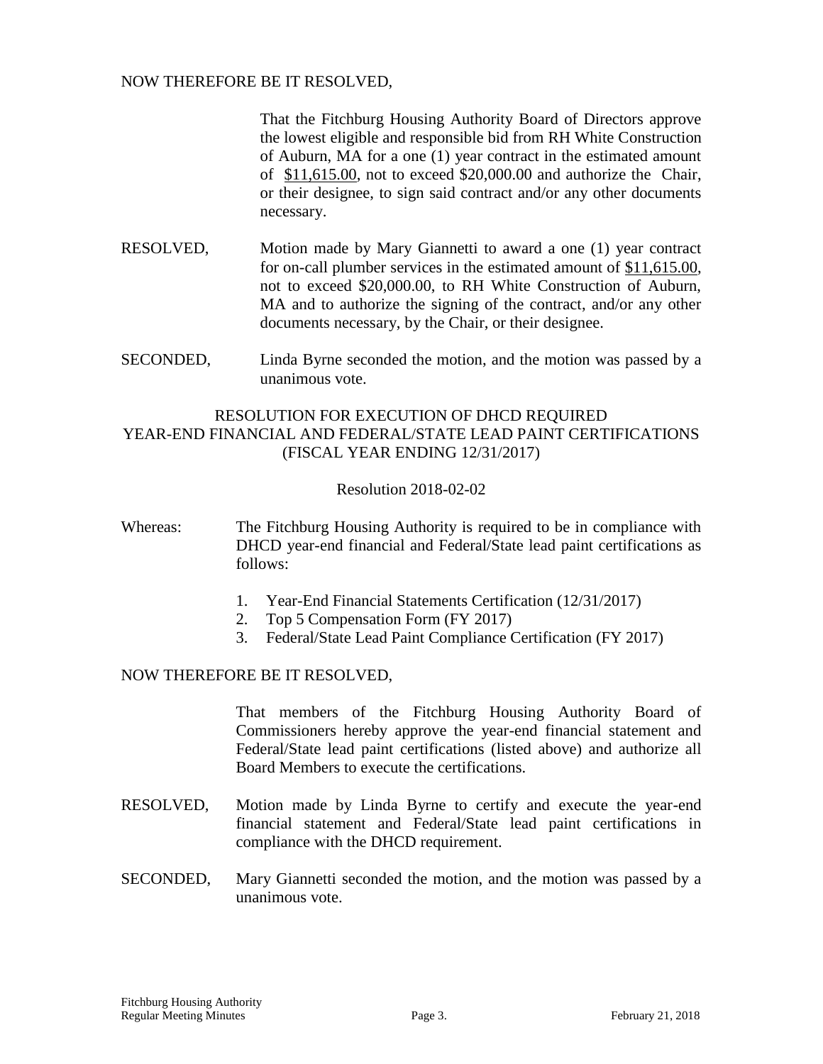NOW THEREFORE BE IT RESOLVED,

That the Fitchburg Housing Authority Board of Directors approve the lowest eligible and responsible bid from RH White Construction of Auburn, MA for a one (1) year contract in the estimated amount of $11,615.00, not to exceed $20,000.00 and authorize the Chair, or their designee, to sign said contract and/or any other documents necessary.

RESOLVED, Motion made by Mary Giannetti to award a one (1) year contract for on-call plumber services in the estimated amount of $11,615.00, not to exceed $20,000.00, to RH White Construction of Auburn, MA and to authorize the signing of the contract, and/or any other documents necessary, by the Chair, or their designee.

SECONDED, Linda Byrne seconded the motion, and the motion was passed by a unanimous vote.

## RESOLUTION FOR EXECUTION OF DHCD REQUIRED YEAR-END FINANCIAL AND FEDERAL/STATE LEAD PAINT CERTIFICATIONS (FISCAL YEAR ENDING 12/31/2017)

Resolution 2018-02-02

Whereas: The Fitchburg Housing Authority is required to be in compliance with DHCD year-end financial and Federal/State lead paint certifications as follows:

1. Year-End Financial Statements Certification (12/31/2017)
2. Top 5 Compensation Form (FY 2017)
3. Federal/State Lead Paint Compliance Certification (FY 2017)

NOW THEREFORE BE IT RESOLVED,

That members of the Fitchburg Housing Authority Board of Commissioners hereby approve the year-end financial statement and Federal/State lead paint certifications (listed above) and authorize all Board Members to execute the certifications.

RESOLVED, Motion made by Linda Byrne to certify and execute the year-end financial statement and Federal/State lead paint certifications in compliance with the DHCD requirement.

SECONDED, Mary Giannetti seconded the motion, and the motion was passed by a unanimous vote.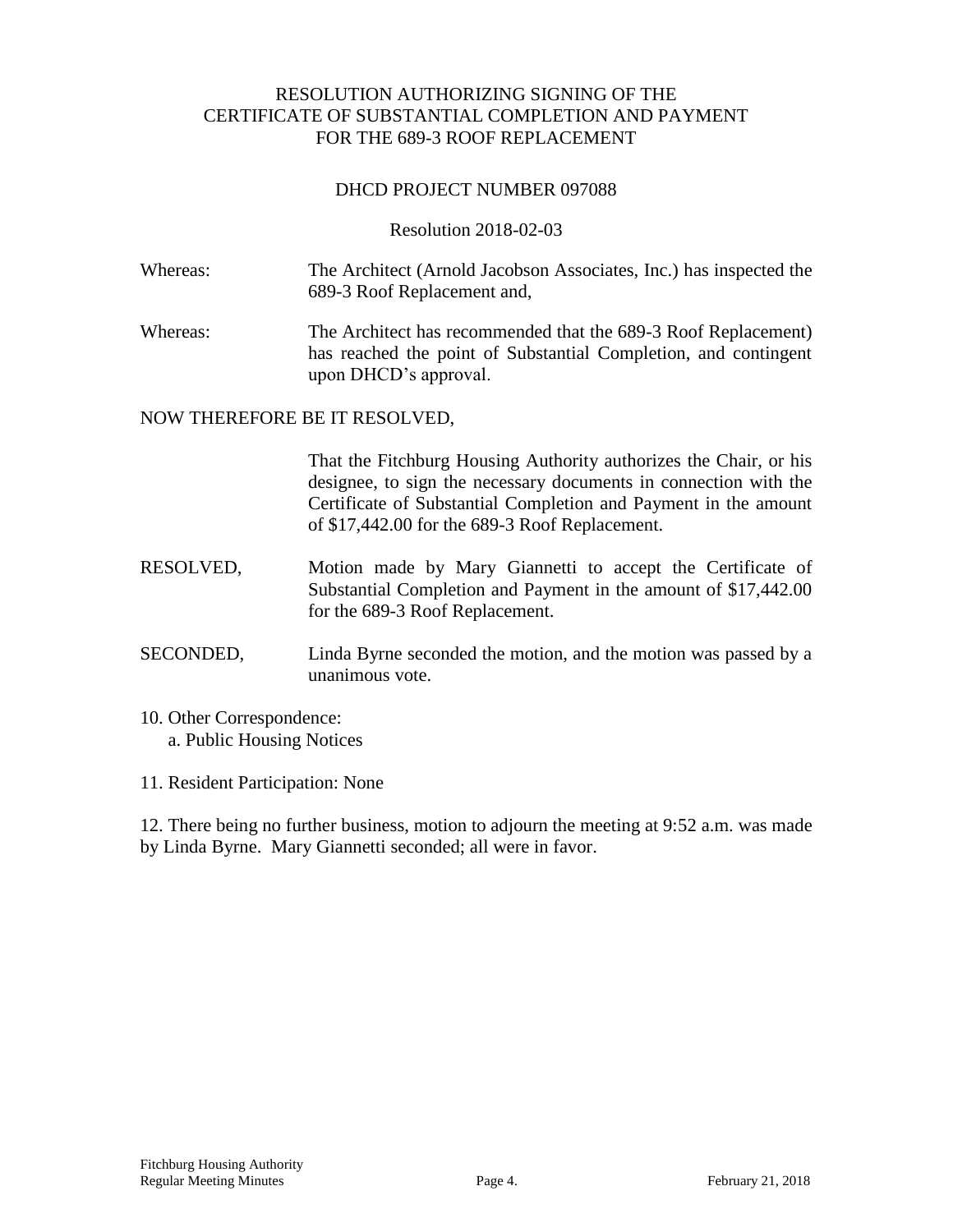RESOLUTION AUTHORIZING SIGNING OF THE CERTIFICATE OF SUBSTANTIAL COMPLETION AND PAYMENT FOR THE 689-3 ROOF REPLACEMENT

DHCD PROJECT NUMBER 097088

Resolution 2018-02-03

Whereas: The Architect (Arnold Jacobson Associates, Inc.) has inspected the 689-3 Roof Replacement and,

Whereas: The Architect has recommended that the 689-3 Roof Replacement) has reached the point of Substantial Completion, and contingent upon DHCD's approval.

NOW THEREFORE BE IT RESOLVED,

That the Fitchburg Housing Authority authorizes the Chair, or his designee, to sign the necessary documents in connection with the Certificate of Substantial Completion and Payment in the amount of $17,442.00 for the 689-3 Roof Replacement.

RESOLVED, Motion made by Mary Giannetti to accept the Certificate of Substantial Completion and Payment in the amount of $17,442.00 for the 689-3 Roof Replacement.

SECONDED, Linda Byrne seconded the motion, and the motion was passed by a unanimous vote.

10. Other Correspondence:
    a. Public Housing Notices

11. Resident Participation: None

12. There being no further business, motion to adjourn the meeting at 9:52 a.m. was made by Linda Byrne. Mary Giannetti seconded; all were in favor.